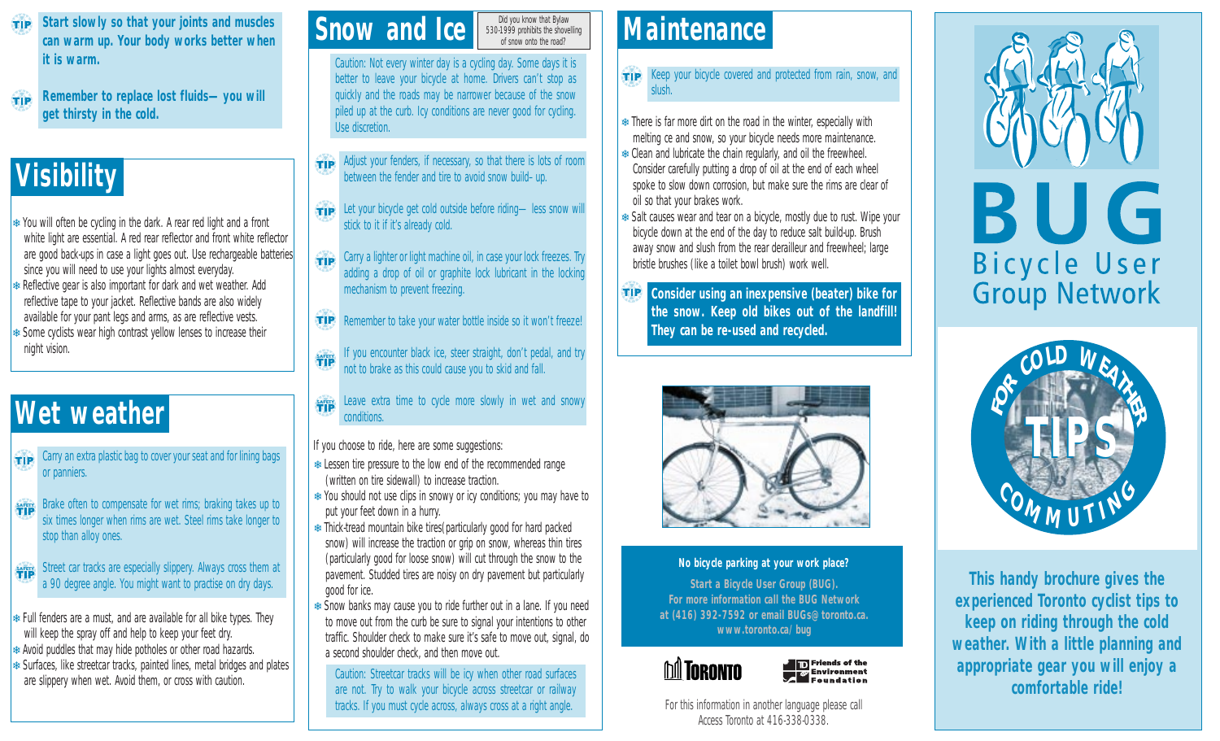**TIP** Start slowly so that your joints and muscles can warm up. Your body works better when it is warm.

**TIP** Remember to replace lost fluids— you will get thirsty in the cold.

## Visibility

- You will often be cycling in the dark. A rear red light and a front white light are essential. A red rear reflector and front white reflector are good back-ups in case a light goes out. Use rechargeable batteries since you will need to use your lights almost everyday.
- Reflective gear is also important for dark and wet weather. Add reflective tape to your jacket. Reflective bands are also widely available for your pant legs and arms, as are reflective vests.
- Some cyclists wear high contrast yellow lenses to increase their night vision.

## Wet weather

**TIP** Carry an extra plastic bag to cover your seat and for lining bags or panniers.

**SAFETY TIP** Brake often to compensate for wet rims; braking takes up to six times longer when rims are wet. Steel rims take longer to stop than alloy ones.

**SAFETY TIP** Street car tracks are especially slippery. Always cross them at a 90 degree angle. You might want to practise on dry days.

- Full fenders are a must, and are available for all bike types. They will keep the spray off and help to keep your feet dry.
- Avoid puddles that may hide potholes or other road hazards.
- Surfaces, like streetcar tracks, painted lines, metal bridges and plates are slippery when wet. Avoid them, or cross with caution.

## Snow and Ice

Did you know that Bylaw 530-1999 prohibits the shovelling of snow onto the road?

Caution: Not every winter day is a cycling day. Some days it is better to leave your bicycle at home. Drivers can't stop as quickly and the roads may be narrower because of the snow piled up at the curb. Icy conditions are never good for cycling. Use discretion.

**TIP** Adjust your fenders, if necessary, so that there is lots of room between the fender and tire to avoid snow build- up.

**TIP** Let your bicycle get cold outside before riding— less snow will stick to it if it's already cold.

**TIP** Carry a lighter or light machine oil, in case your lock freezes. Try adding a drop of oil or graphite lock lubricant in the locking mechanism to prevent freezing.

**TIP** Remember to take your water bottle inside so it won't freeze!

**SAFETY TIP** If you encounter black ice, steer straight, don't pedal, and try not to brake as this could cause you to skid and fall.

**SAFETY TIP** Leave extra time to cycle more slowly in wet and snowy conditions.

If you choose to ride, here are some suggestions:

- Lessen tire pressure to the low end of the recommended range (written on tire sidewall) to increase traction.
- You should not use clips in snowy or icy conditions; you may have to put your feet down in a hurry.
- Thick-tread mountain bike tires(particularly good for hard packed snow) will increase the traction or grip on snow, whereas thin tires (particularly good for loose snow) will cut through the snow to the pavement. Studded tires are noisy on dry pavement but particularly good for ice.
- Snow banks may cause you to ride further out in a lane. If you need to move out from the curb be sure to signal your intentions to other traffic. Shoulder check to make sure it's safe to move out, signal, do a second shoulder check, and then move out.

Caution: Streetcar tracks will be icy when other road surfaces are not. Try to walk your bicycle across streetcar or railway tracks. If you must cycle across, always cross at a right angle.

## Maintenance

**TIP** Keep your bicycle covered and protected from rain, snow, and slush.

- There is far more dirt on the road in the winter, especially with melting ce and snow, so your bicycle needs more maintenance.
- Clean and lubricate the chain regularly, and oil the freewheel. Consider carefully putting a drop of oil at the end of each wheel spoke to slow down corrosion, but make sure the rims are clear of oil so that your brakes work.
- Salt causes wear and tear on a bicycle, mostly due to rust. Wipe your bicycle down at the end of the day to reduce salt build-up. Brush away snow and slush from the rear derailleur and freewheel; large bristle brushes (like a toilet bowl brush) work well.

**TIP** **Consider using an inexpensive (beater) bike for the snow. Keep old bikes out of the landfill! They can be re-used and recycled.**

**No bicycle parking at your work place?**

**Start a Bicycle User Group (BUG). For more information call the BUG Network at (416) 392-7592 or email BUGs@toronto.ca. www.toronto.ca/bug**

TORONTO

Friends of the Environment Foundation

For this information in another language please call Access Toronto at 416-338-0338.

# BUG

## Bicycle User Group Network

# FOR COLD WEATHER COMMUTING TIPS

**This handy brochure gives the experienced Toronto cyclist tips to keep on riding through the cold weather. With a little planning and appropriate gear you will enjoy a comfortable ride!**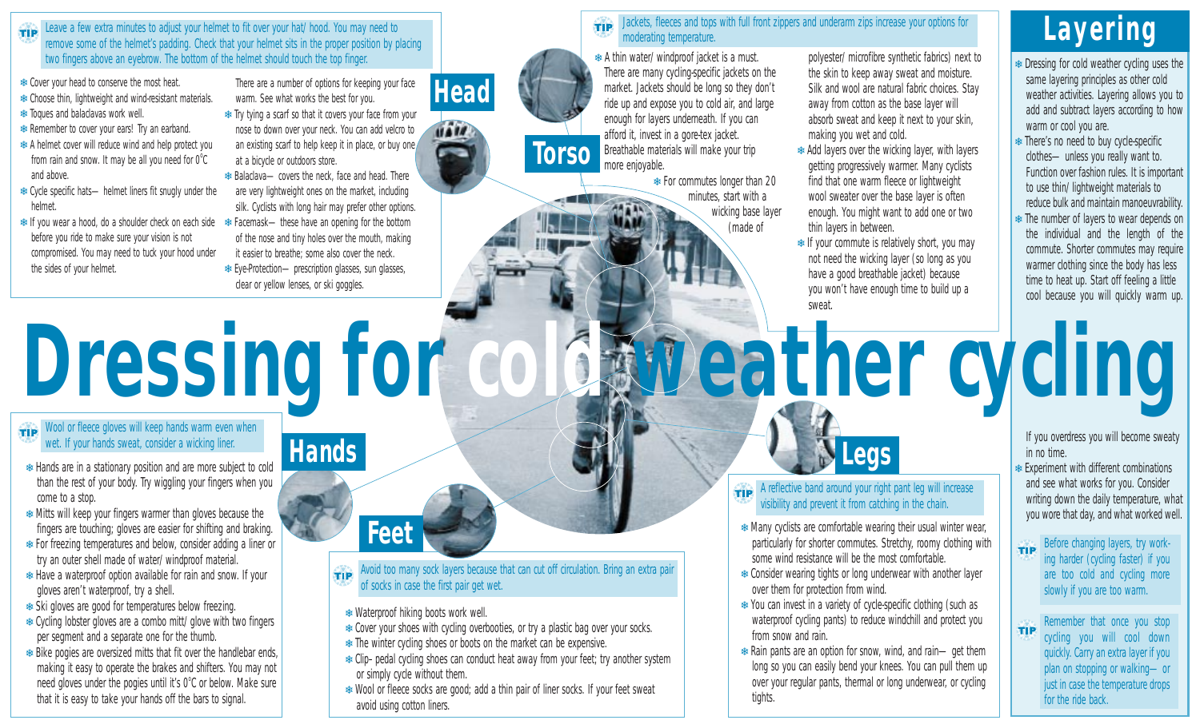# Dressing for cold weather cycling

## Head

TIP: Leave a few extra minutes to adjust your helmet to fit over your hat/ hood. You may need to remove some of the helmet's padding. Check that your helmet sits in the proper position by placing two fingers above an eyebrow. The bottom of the helmet should touch the top finger.

- Cover your head to conserve the most heat.
- Choose thin, lightweight and wind-resistant materials.
- Toques and balaclavas work well.
- Remember to cover your ears! Try an earband.
- A helmet cover will reduce wind and help protect you from rain and snow. It may be all you need for 0˚C and above.
- Cycle specific hats— helmet liners fit snugly under the helmet.
- If you wear a hood, do a shoulder check on each side before you ride to make sure your vision is not compromised. You may need to tuck your hood under the sides of your helmet.

There are a number of options for keeping your face warm. See what works the best for you.

- Try tying a scarf so that it covers your face from your nose to down over your neck. You can add velcro to an existing scarf to help keep it in place, or buy one at a bicycle or outdoors store.
- Balaclava— covers the neck, face and head. There are very lightweight ones on the market, including silk. Cyclists with long hair may prefer other options.
- Facemask— these have an opening for the bottom of the nose and tiny holes over the mouth, making it easier to breathe; some also cover the neck.
- Eye-Protection— prescription glasses, sun glasses, clear or yellow lenses, or ski goggles.

## Torso

TIP: Jackets, fleeces and tops with full front zippers and underarm zips increase your options for moderating temperature.

- A thin water/ windproof jacket is a must. There are many cycling-specific jackets on the market. Jackets should be long so they don't ride up and expose you to cold air, and large enough for layers underneath. If you can afford it, invest in a gore-tex jacket. Breathable materials will make your trip more enjoyable.
- For commutes longer than 20 minutes, start with a wicking base layer (made of polyester/ microfibre synthetic fabrics) next to the skin to keep away sweat and moisture. Silk and wool are natural fabric choices. Stay away from cotton as the base layer will absorb sweat and keep it next to your skin, making you wet and cold.
- Add layers over the wicking layer, with layers getting progressively warmer. Many cyclists find that one warm fleece or lightweight wool sweater over the base layer is often enough. You might want to add one or two thin layers in between.
- If your commute is relatively short, you may not need the wicking layer (so long as you have a good breathable jacket) because you won't have enough time to build up a sweat.

## Layering

- Dressing for cold weather cycling uses the same layering principles as other cold weather activities. Layering allows you to add and subtract layers according to how warm or cool you are.
- There's no need to buy cycle-specific clothes— unless you really want to. Function over fashion rules. It is important to use thin/ lightweight materials to reduce bulk and maintain manoeuvrability.
- The number of layers to wear depends on the individual and the length of the commute. Shorter commutes may require warmer clothing since the body has less time to heat up. Start off feeling a little cool because you will quickly warm up. If you overdress you will become sweaty in no time.
- Experiment with different combinations and see what works for you. Consider writing down the daily temperature, what you wore that day, and what worked well.

TIP: Before changing layers, try working harder (cycling faster) if you are too cold and cycling more slowly if you are too warm.

TIP: Remember that once you stop cycling you will cool down quickly. Carry an extra layer if you plan on stopping or walking— or just in case the temperature drops for the ride back.

## Hands

TIP: Wool or fleece gloves will keep hands warm even when wet. If your hands sweat, consider a wicking liner.

- Hands are in a stationary position and are more subject to cold than the rest of your body. Try wiggling your fingers when you come to a stop.
- Mitts will keep your fingers warmer than gloves because the fingers are touching; gloves are easier for shifting and braking.
- For freezing temperatures and below, consider adding a liner or try an outer shell made of water/ windproof material.
- Have a waterproof option available for rain and snow. If your gloves aren't waterproof, try a shell.
- Ski gloves are good for temperatures below freezing.
- Cycling lobster gloves are a combo mitt/ glove with two fingers per segment and a separate one for the thumb.
- Bike pogies are oversized mitts that fit over the handlebar ends, making it easy to operate the brakes and shifters. You may not need gloves under the pogies until it's 0˚C or below. Make sure that it is easy to take your hands off the bars to signal.

## Feet

TIP: Avoid too many sock layers because that can cut off circulation. Bring an extra pair of socks in case the first pair get wet.

- Waterproof hiking boots work well.
- Cover your shoes with cycling overbooties, or try a plastic bag over your socks.
- The winter cycling shoes or boots on the market can be expensive.
- Clip- pedal cycling shoes can conduct heat away from your feet; try another system or simply cycle without them.
- Wool or fleece socks are good; add a thin pair of liner socks. If your feet sweat avoid using cotton liners.

## Legs

TIP: A reflective band around your right pant leg will increase visibility and prevent it from catching in the chain.

- Many cyclists are comfortable wearing their usual winter wear, particularly for shorter commutes. Stretchy, roomy clothing with some wind resistance will be the most comfortable.
- Consider wearing tights or long underwear with another layer over them for protection from wind.
- You can invest in a variety of cycle-specific clothing (such as waterproof cycling pants) to reduce windchill and protect you from snow and rain.
- Rain pants are an option for snow, wind, and rain— get them long so you can easily bend your knees. You can pull them up over your regular pants, thermal or long underwear, or cycling tights.